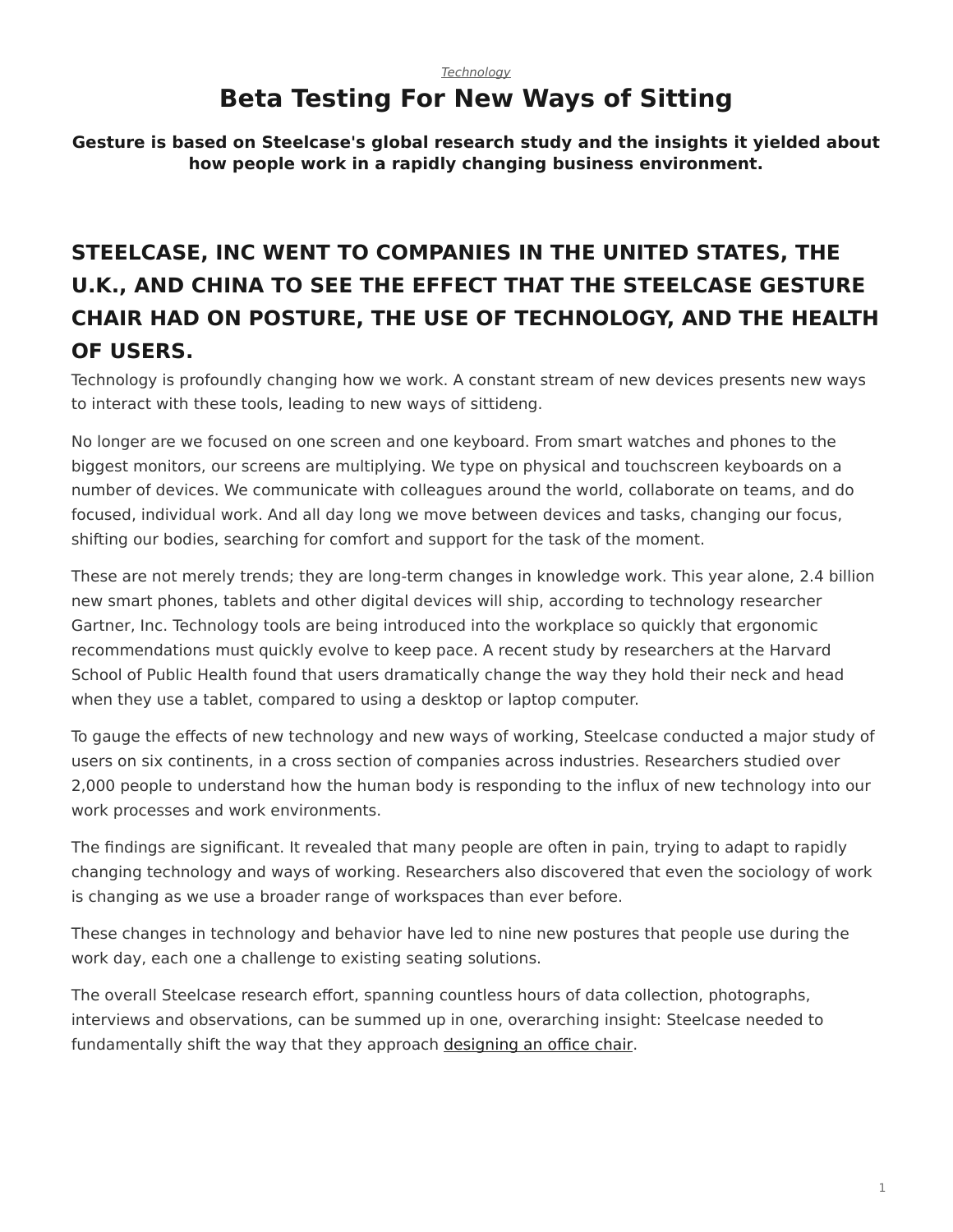*Technology*

# Beta Testing For New Ways of Sitting

**Gesture is based on Steelcase's global research study and the insights it yielded about how people work in a rapidly changing business environment.**

## STEELCASE, INC WENT TO COMPANIES IN THE UNITED STATES, THE U.K., AND CHINA TO SEE THE EFFECT THAT THE STEELCASE GESTURE CHAIR HAD ON POSTURE, THE USE OF TECHNOLOGY, AND THE HEALTH OF USERS.

Technology is profoundly changing how we work. A constant stream of new devices presents new ways to interact with these tools, leading to new ways of sittideng.

No longer are we focused on one screen and one keyboard. From smart watches and phones to the biggest monitors, our screens are multiplying. We type on physical and touchscreen keyboards on a number of devices. We communicate with colleagues around the world, collaborate on teams, and do focused, individual work. And all day long we move between devices and tasks, changing our focus, shifting our bodies, searching for comfort and support for the task of the moment.

These are not merely trends; they are long-term changes in knowledge work. This year alone, 2.4 billion new smart phones, tablets and other digital devices will ship, according to technology researcher Gartner, Inc. Technology tools are being introduced into the workplace so quickly that ergonomic recommendations must quickly evolve to keep pace. A recent study by researchers at the Harvard School of Public Health found that users dramatically change the way they hold their neck and head when they use a tablet, compared to using a desktop or laptop computer.

To gauge the effects of new technology and new ways of working, Steelcase conducted a major study of users on six continents, in a cross section of companies across industries. Researchers studied over 2,000 people to understand how the human body is responding to the influx of new technology into our work processes and work environments.

The findings are significant. It revealed that many people are often in pain, trying to adapt to rapidly changing technology and ways of working. Researchers also discovered that even the sociology of work is changing as we use a broader range of workspaces than ever before.

These changes in technology and behavior have led to nine new postures that people use during the work day, each one a challenge to existing seating solutions.

The overall Steelcase research effort, spanning countless hours of data collection, photographs, interviews and observations, can be summed up in one, overarching insight: Steelcase needed to fundamentally shift the way that they approach designing an office chair.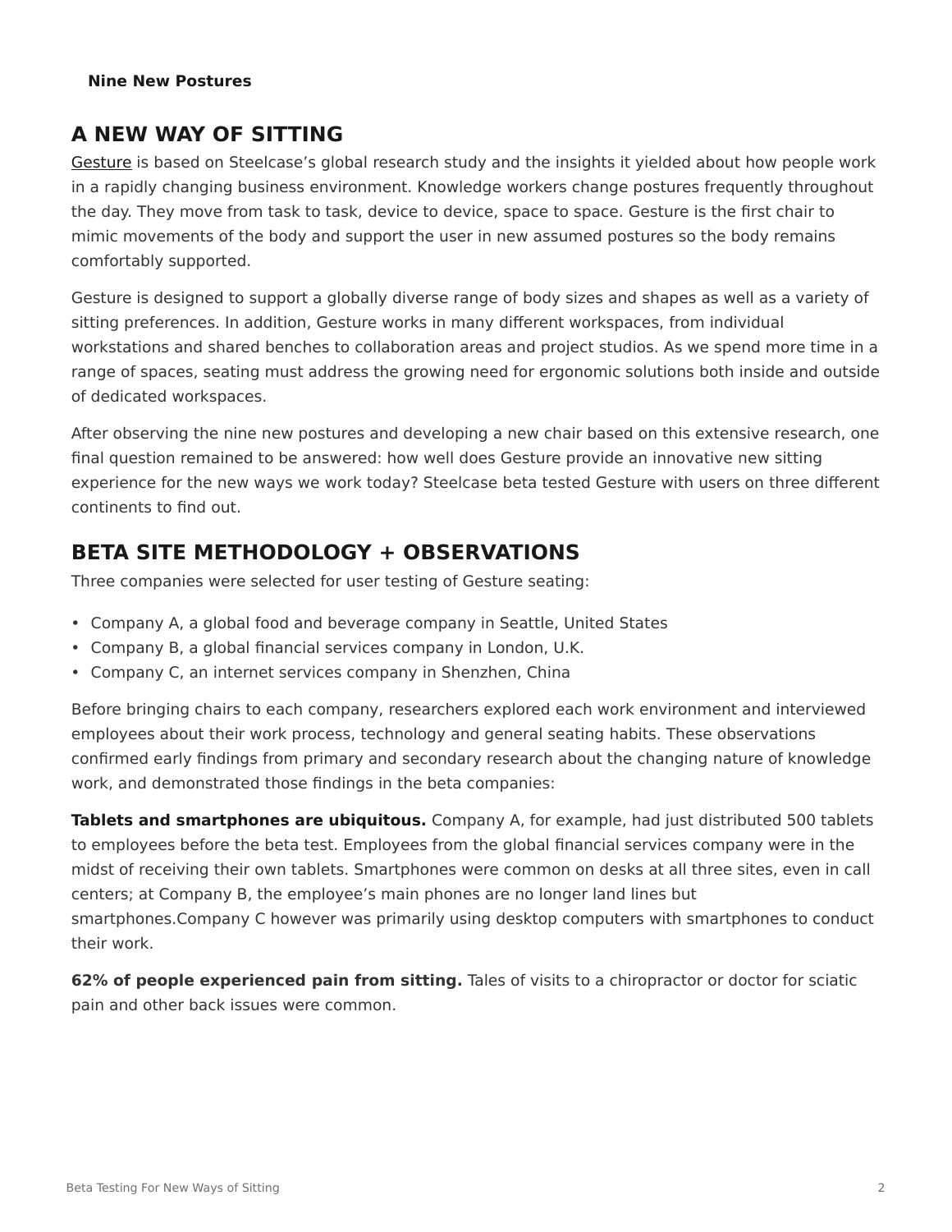**Nine New Postures**

## A NEW WAY OF SITTING

Gesture is based on Steelcase's global research study and the insights it yielded about how people work in a rapidly changing business environment. Knowledge workers change postures frequently throughout the day. They move from task to task, device to device, space to space. Gesture is the first chair to mimic movements of the body and support the user in new assumed postures so the body remains comfortably supported.

Gesture is designed to support a globally diverse range of body sizes and shapes as well as a variety of sitting preferences. In addition, Gesture works in many different workspaces, from individual workstations and shared benches to collaboration areas and project studios. As we spend more time in a range of spaces, seating must address the growing need for ergonomic solutions both inside and outside of dedicated workspaces.

After observing the nine new postures and developing a new chair based on this extensive research, one final question remained to be answered: how well does Gesture provide an innovative new sitting experience for the new ways we work today? Steelcase beta tested Gesture with users on three different continents to find out.

## BETA SITE METHODOLOGY + OBSERVATIONS

Three companies were selected for user testing of Gesture seating:

- Company A, a global food and beverage company in Seattle, United States
- Company B, a global financial services company in London, U.K.
- Company C, an internet services company in Shenzhen, China

Before bringing chairs to each company, researchers explored each work environment and interviewed employees about their work process, technology and general seating habits. These observations confirmed early findings from primary and secondary research about the changing nature of knowledge work, and demonstrated those findings in the beta companies:

**Tablets and smartphones are ubiquitous.** Company A, for example, had just distributed 500 tablets to employees before the beta test. Employees from the global financial services company were in the midst of receiving their own tablets. Smartphones were common on desks at all three sites, even in call centers; at Company B, the employee's main phones are no longer land lines but smartphones.Company C however was primarily using desktop computers with smartphones to conduct their work.

**62% of people experienced pain from sitting.** Tales of visits to a chiropractor or doctor for sciatic pain and other back issues were common.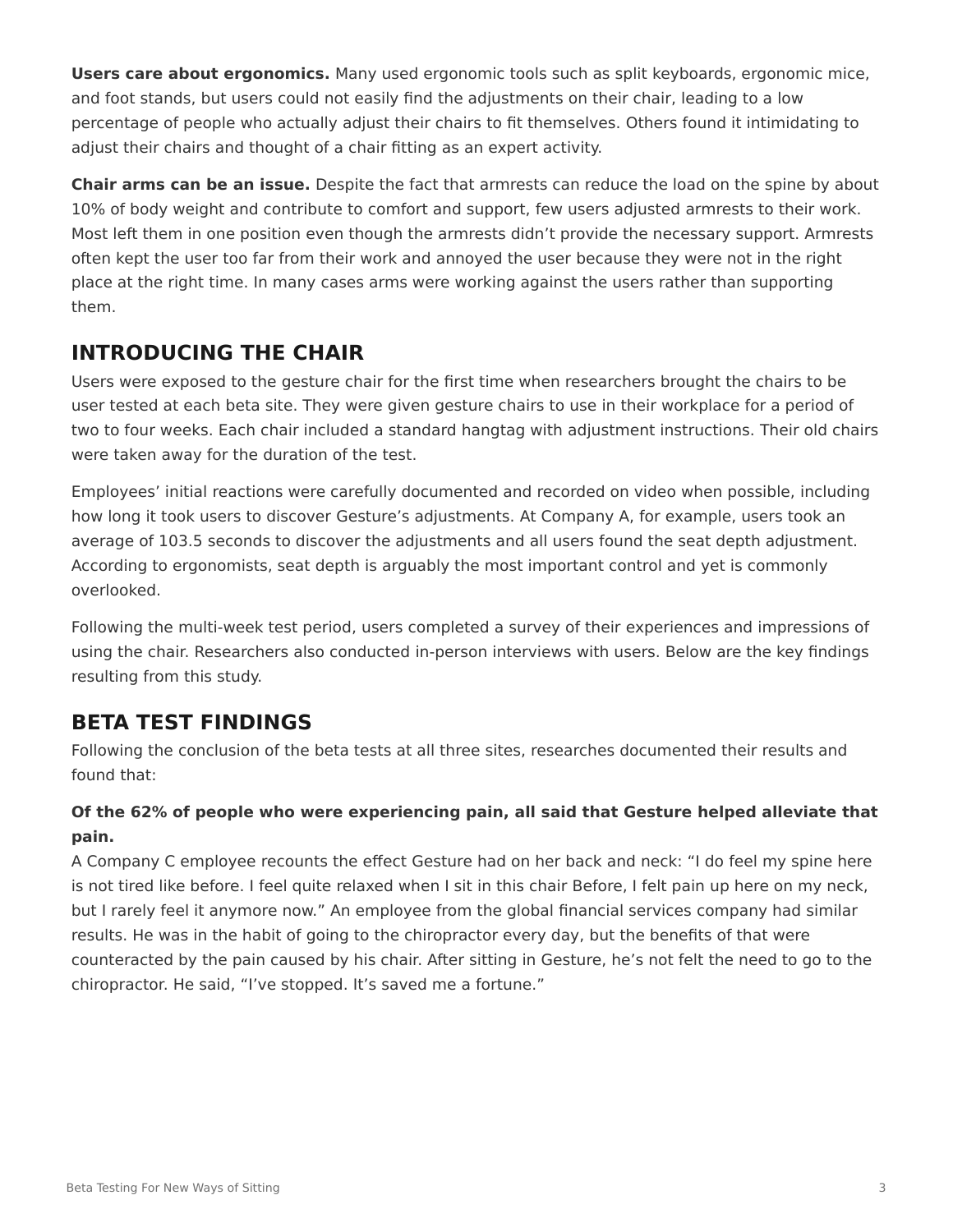**Users care about ergonomics.** Many used ergonomic tools such as split keyboards, ergonomic mice, and foot stands, but users could not easily find the adjustments on their chair, leading to a low percentage of people who actually adjust their chairs to fit themselves. Others found it intimidating to adjust their chairs and thought of a chair fitting as an expert activity.

**Chair arms can be an issue.** Despite the fact that armrests can reduce the load on the spine by about 10% of body weight and contribute to comfort and support, few users adjusted armrests to their work. Most left them in one position even though the armrests didn't provide the necessary support. Armrests often kept the user too far from their work and annoyed the user because they were not in the right place at the right time. In many cases arms were working against the users rather than supporting them.

## INTRODUCING THE CHAIR

Users were exposed to the gesture chair for the first time when researchers brought the chairs to be user tested at each beta site. They were given gesture chairs to use in their workplace for a period of two to four weeks. Each chair included a standard hangtag with adjustment instructions. Their old chairs were taken away for the duration of the test.

Employees' initial reactions were carefully documented and recorded on video when possible, including how long it took users to discover Gesture's adjustments. At Company A, for example, users took an average of 103.5 seconds to discover the adjustments and all users found the seat depth adjustment. According to ergonomists, seat depth is arguably the most important control and yet is commonly overlooked.

Following the multi-week test period, users completed a survey of their experiences and impressions of using the chair. Researchers also conducted in-person interviews with users. Below are the key findings resulting from this study.

## BETA TEST FINDINGS

Following the conclusion of the beta tests at all three sites, researches documented their results and found that:

**Of the 62% of people who were experiencing pain, all said that Gesture helped alleviate that pain.**

A Company C employee recounts the effect Gesture had on her back and neck: "I do feel my spine here is not tired like before. I feel quite relaxed when I sit in this chair Before, I felt pain up here on my neck, but I rarely feel it anymore now." An employee from the global financial services company had similar results. He was in the habit of going to the chiropractor every day, but the benefits of that were counteracted by the pain caused by his chair. After sitting in Gesture, he's not felt the need to go to the chiropractor. He said, "I've stopped. It's saved me a fortune."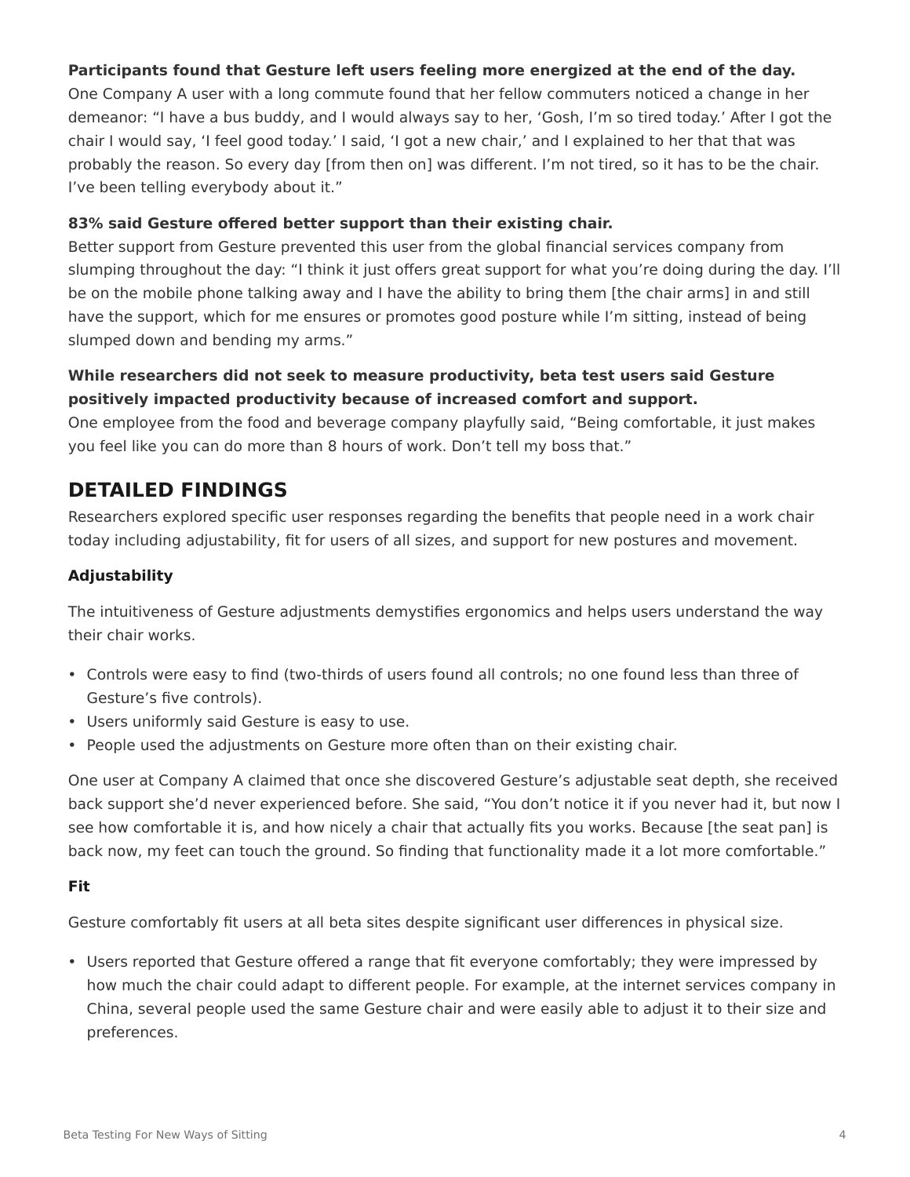**Participants found that Gesture left users feeling more energized at the end of the day.**

One Company A user with a long commute found that her fellow commuters noticed a change in her demeanor: "I have a bus buddy, and I would always say to her, 'Gosh, I'm so tired today.' After I got the chair I would say, 'I feel good today.' I said, 'I got a new chair,' and I explained to her that that was probably the reason. So every day [from then on] was different. I'm not tired, so it has to be the chair. I've been telling everybody about it."

**83% said Gesture offered better support than their existing chair.**

Better support from Gesture prevented this user from the global financial services company from slumping throughout the day: "I think it just offers great support for what you're doing during the day. I'll be on the mobile phone talking away and I have the ability to bring them [the chair arms] in and still have the support, which for me ensures or promotes good posture while I'm sitting, instead of being slumped down and bending my arms."

**While researchers did not seek to measure productivity, beta test users said Gesture positively impacted productivity because of increased comfort and support.**

One employee from the food and beverage company playfully said, "Being comfortable, it just makes you feel like you can do more than 8 hours of work. Don't tell my boss that."

## DETAILED FINDINGS

Researchers explored specific user responses regarding the benefits that people need in a work chair today including adjustability, fit for users of all sizes, and support for new postures and movement.

### Adjustability

The intuitiveness of Gesture adjustments demystifies ergonomics and helps users understand the way their chair works.

- Controls were easy to find (two-thirds of users found all controls; no one found less than three of Gesture's five controls).
- Users uniformly said Gesture is easy to use.
- People used the adjustments on Gesture more often than on their existing chair.

One user at Company A claimed that once she discovered Gesture's adjustable seat depth, she received back support she'd never experienced before. She said, "You don't notice it if you never had it, but now I see how comfortable it is, and how nicely a chair that actually fits you works. Because [the seat pan] is back now, my feet can touch the ground. So finding that functionality made it a lot more comfortable."

### Fit

Gesture comfortably fit users at all beta sites despite significant user differences in physical size.

- Users reported that Gesture offered a range that fit everyone comfortably; they were impressed by how much the chair could adapt to different people. For example, at the internet services company in China, several people used the same Gesture chair and were easily able to adjust it to their size and preferences.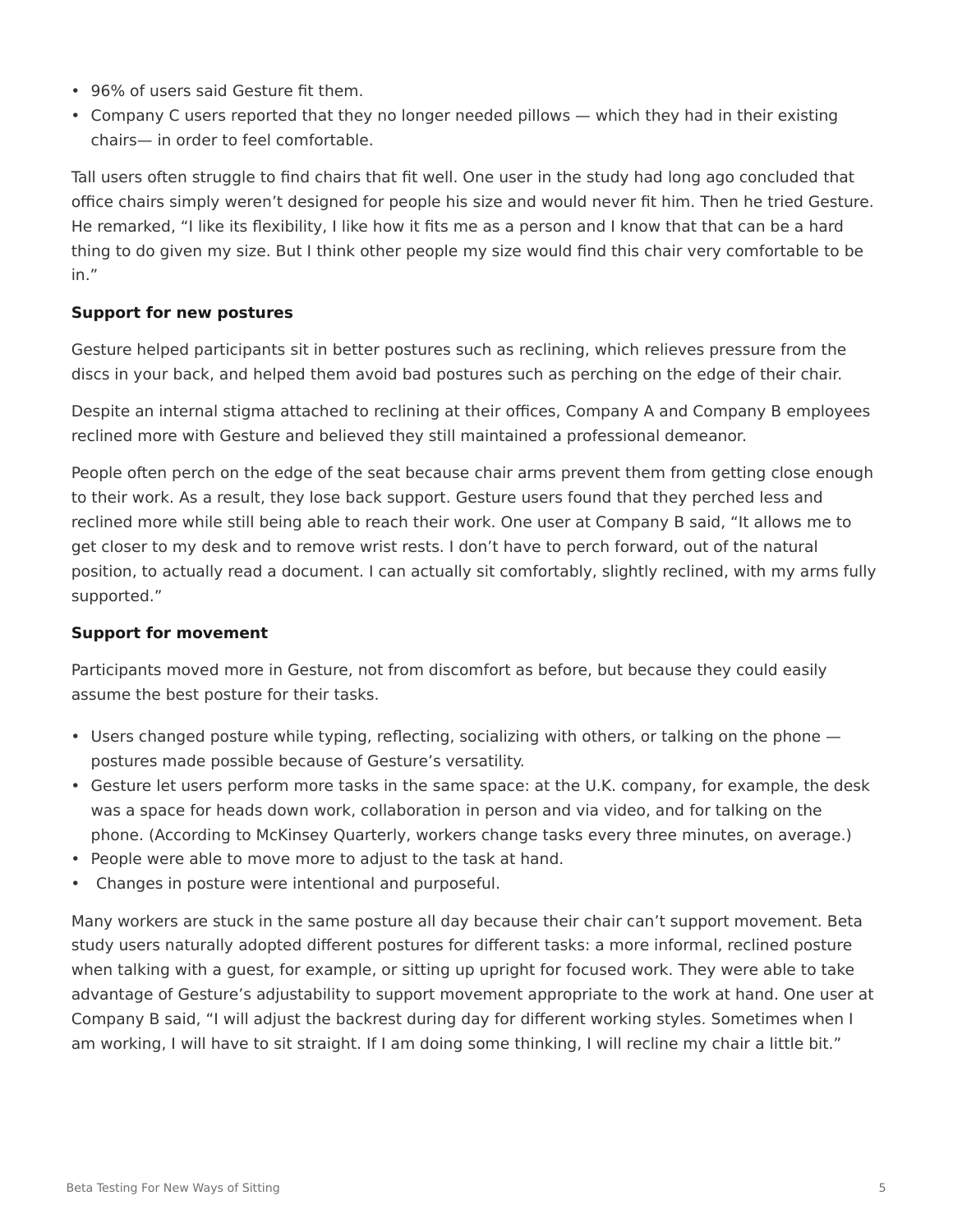- 96% of users said Gesture fit them.
- Company C users reported that they no longer needed pillows — which they had in their existing chairs— in order to feel comfortable.

Tall users often struggle to find chairs that fit well. One user in the study had long ago concluded that office chairs simply weren't designed for people his size and would never fit him. Then he tried Gesture. He remarked, "I like its flexibility, I like how it fits me as a person and I know that that can be a hard thing to do given my size. But I think other people my size would find this chair very comfortable to be in."

**Support for new postures**

Gesture helped participants sit in better postures such as reclining, which relieves pressure from the discs in your back, and helped them avoid bad postures such as perching on the edge of their chair.

Despite an internal stigma attached to reclining at their offices, Company A and Company B employees reclined more with Gesture and believed they still maintained a professional demeanor.

People often perch on the edge of the seat because chair arms prevent them from getting close enough to their work. As a result, they lose back support. Gesture users found that they perched less and reclined more while still being able to reach their work. One user at Company B said, "It allows me to get closer to my desk and to remove wrist rests. I don't have to perch forward, out of the natural position, to actually read a document. I can actually sit comfortably, slightly reclined, with my arms fully supported."

**Support for movement**

Participants moved more in Gesture, not from discomfort as before, but because they could easily assume the best posture for their tasks.

- Users changed posture while typing, reflecting, socializing with others, or talking on the phone — postures made possible because of Gesture's versatility.
- Gesture let users perform more tasks in the same space: at the U.K. company, for example, the desk was a space for heads down work, collaboration in person and via video, and for talking on the phone. (According to McKinsey Quarterly, workers change tasks every three minutes, on average.)
- People were able to move more to adjust to the task at hand.
- Changes in posture were intentional and purposeful.

Many workers are stuck in the same posture all day because their chair can't support movement. Beta study users naturally adopted different postures for different tasks: a more informal, reclined posture when talking with a guest, for example, or sitting up upright for focused work. They were able to take advantage of Gesture's adjustability to support movement appropriate to the work at hand. One user at Company B said, "I will adjust the backrest during day for different working styles. Sometimes when I am working, I will have to sit straight. If I am doing some thinking, I will recline my chair a little bit."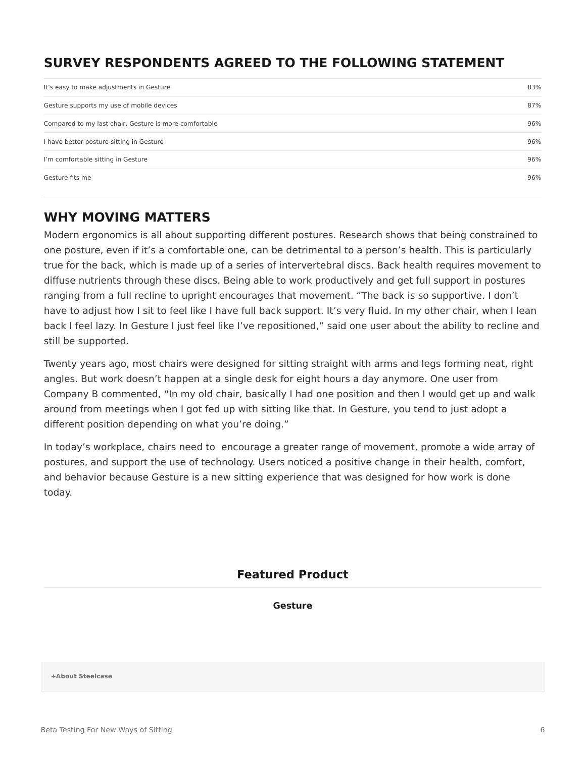## SURVEY RESPONDENTS AGREED TO THE FOLLOWING STATEMENT

| Statement | % |
|---|---|
| It's easy to make adjustments in Gesture | 83% |
| Gesture supports my use of mobile devices | 87% |
| Compared to my last chair, Gesture is more comfortable | 96% |
| I have better posture sitting in Gesture | 96% |
| I'm comfortable sitting in Gesture | 96% |
| Gesture fits me | 96% |

## WHY MOVING MATTERS

Modern ergonomics is all about supporting different postures. Research shows that being constrained to one posture, even if it's a comfortable one, can be detrimental to a person's health. This is particularly true for the back, which is made up of a series of intervertebral discs. Back health requires movement to diffuse nutrients through these discs. Being able to work productively and get full support in postures ranging from a full recline to upright encourages that movement. "The back is so supportive. I don't have to adjust how I sit to feel like I have full back support. It's very fluid. In my other chair, when I lean back I feel lazy. In Gesture I just feel like I've repositioned," said one user about the ability to recline and still be supported.

Twenty years ago, most chairs were designed for sitting straight with arms and legs forming neat, right angles. But work doesn't happen at a single desk for eight hours a day anymore. One user from Company B commented, "In my old chair, basically I had one position and then I would get up and walk around from meetings when I got fed up with sitting like that. In Gesture, you tend to just adopt a different position depending on what you're doing."

In today's workplace, chairs need to encourage a greater range of movement, promote a wide array of postures, and support the use of technology. Users noticed a positive change in their health, comfort, and behavior because Gesture is a new sitting experience that was designed for how work is done today.

### Featured Product

**Gesture**

**+About Steelcase**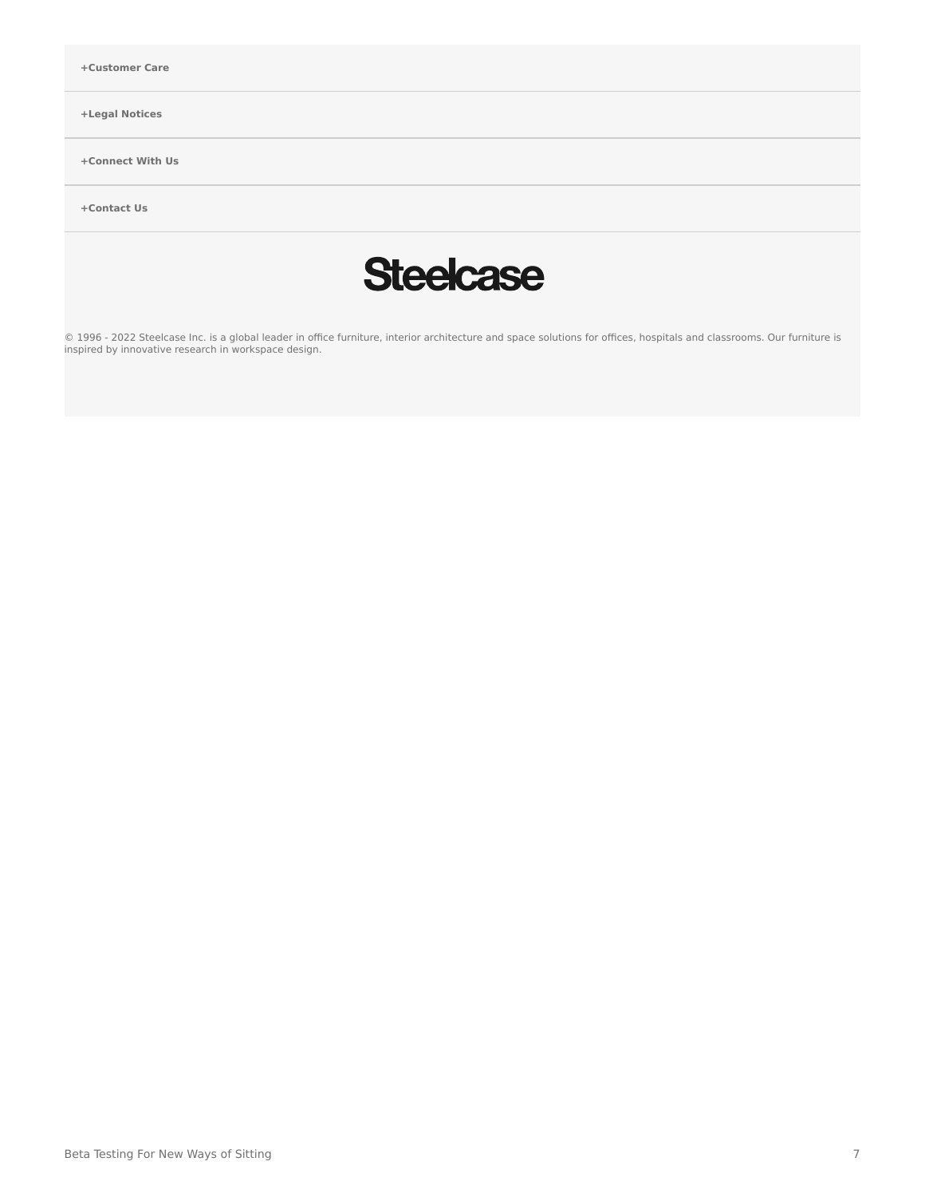**+Customer Care**

**+Legal Notices**

**+Connect With Us**

**+Contact Us**

Steelcase

© 1996 - 2022 Steelcase Inc. is a global leader in office furniture, interior architecture and space solutions for offices, hospitals and classrooms. Our furniture is inspired by innovative research in workspace design.